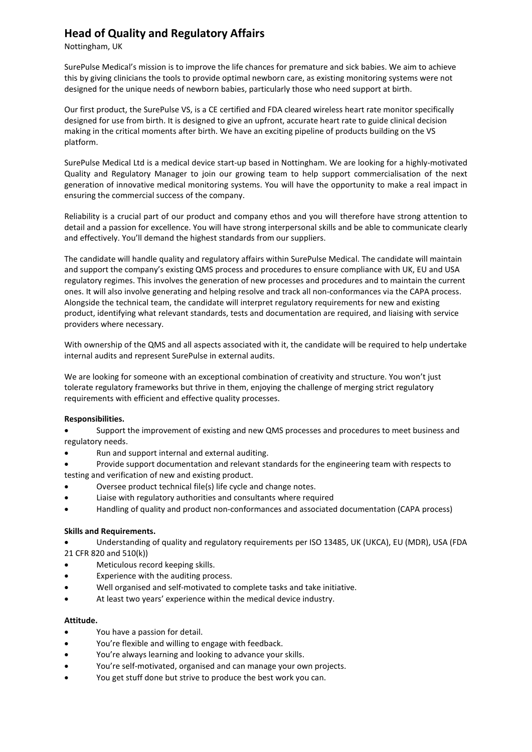# Head of Quality and Regulatory Affairs

Nottingham, UK

SurePulse Medical's mission is to improve the life chances for premature and sick babies. We aim to achieve this by giving clinicians the tools to provide optimal newborn care, as existing monitoring systems were not designed for the unique needs of newborn babies, particularly those who need support at birth.

Our first product, the SurePulse VS, is a CE certified and FDA cleared wireless heart rate monitor specifically designed for use from birth. It is designed to give an upfront, accurate heart rate to guide clinical decision making in the critical moments after birth. We have an exciting pipeline of products building on the VS platform.

SurePulse Medical Ltd is a medical device start-up based in Nottingham. We are looking for a highly-motivated Quality and Regulatory Manager to join our growing team to help support commercialisation of the next generation of innovative medical monitoring systems. You will have the opportunity to make a real impact in ensuring the commercial success of the company.

Reliability is a crucial part of our product and company ethos and you will therefore have strong attention to detail and a passion for excellence. You will have strong interpersonal skills and be able to communicate clearly and effectively. You'll demand the highest standards from our suppliers.

The candidate will handle quality and regulatory affairs within SurePulse Medical. The candidate will maintain and support the company's existing QMS process and procedures to ensure compliance with UK, EU and USA regulatory regimes. This involves the generation of new processes and procedures and to maintain the current ones. It will also involve generating and helping resolve and track all non-conformances via the CAPA process. Alongside the technical team, the candidate will interpret regulatory requirements for new and existing product, identifying what relevant standards, tests and documentation are required, and liaising with service providers where necessary.

With ownership of the QMS and all aspects associated with it, the candidate will be required to help undertake internal audits and represent SurePulse in external audits.

We are looking for someone with an exceptional combination of creativity and structure. You won't just tolerate regulatory frameworks but thrive in them, enjoying the challenge of merging strict regulatory requirements with efficient and effective quality processes.

**Responsibilities.**

- Support the improvement of existing and new QMS processes and procedures to meet business and regulatory needs.
- Run and support internal and external auditing.
- Provide support documentation and relevant standards for the engineering team with respects to testing and verification of new and existing product.
- Oversee product technical file(s) life cycle and change notes.
- Liaise with regulatory authorities and consultants where required
- Handling of quality and product non-conformances and associated documentation (CAPA process)

**Skills and Requirements.**

- Understanding of quality and regulatory requirements per ISO 13485, UK (UKCA), EU (MDR), USA (FDA 21 CFR 820 and 510(k))
- Meticulous record keeping skills.
- Experience with the auditing process.
- Well organised and self-motivated to complete tasks and take initiative.
- At least two years' experience within the medical device industry.

**Attitude.**

- You have a passion for detail.
- You're flexible and willing to engage with feedback.
- You're always learning and looking to advance your skills.
- You're self-motivated, organised and can manage your own projects.
- You get stuff done but strive to produce the best work you can.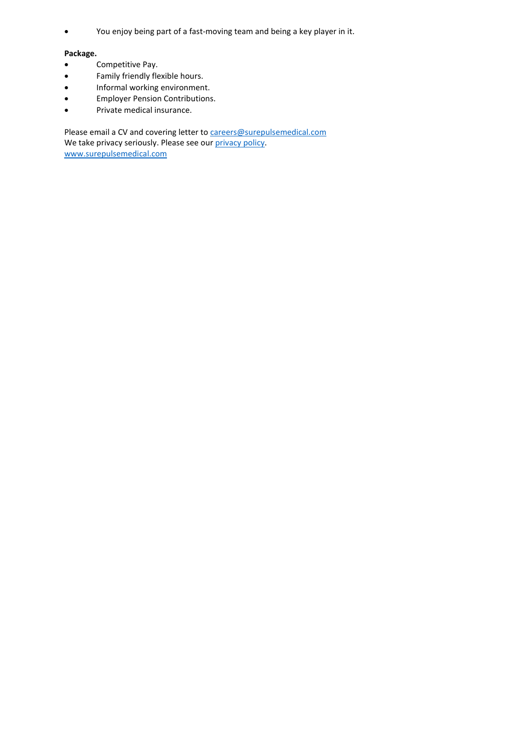- You enjoy being part of a fast-moving team and being a key player in it.

**Package.**

- Competitive Pay.
- Family friendly flexible hours.
- Informal working environment.
- Employer Pension Contributions.
- Private medical insurance.

Please email a CV and covering letter to careers@surepulsemedical.com
We take privacy seriously. Please see our privacy policy.
www.surepulsemedical.com